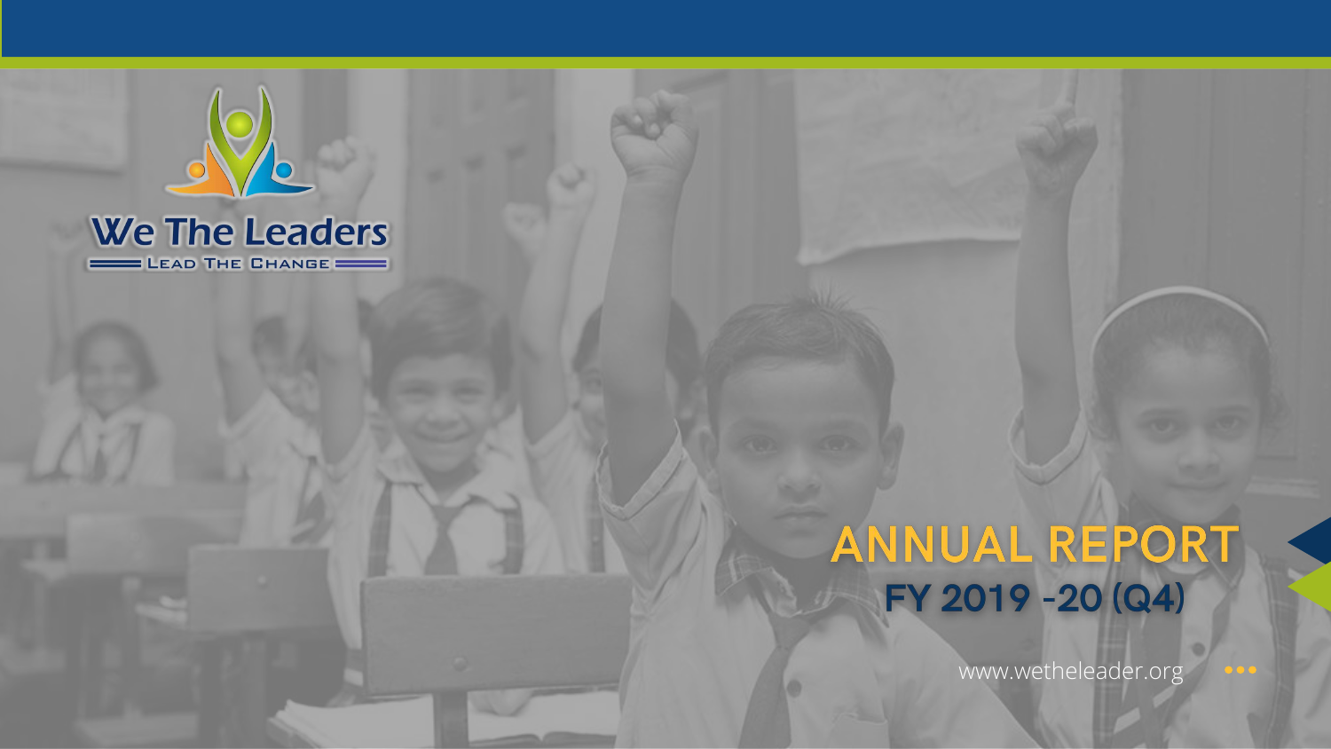We The Leaders

LEAD THE CHANGE

# ANNUAL REPORT

## FY 2019 -20 (Q4)

www.wetheleader.org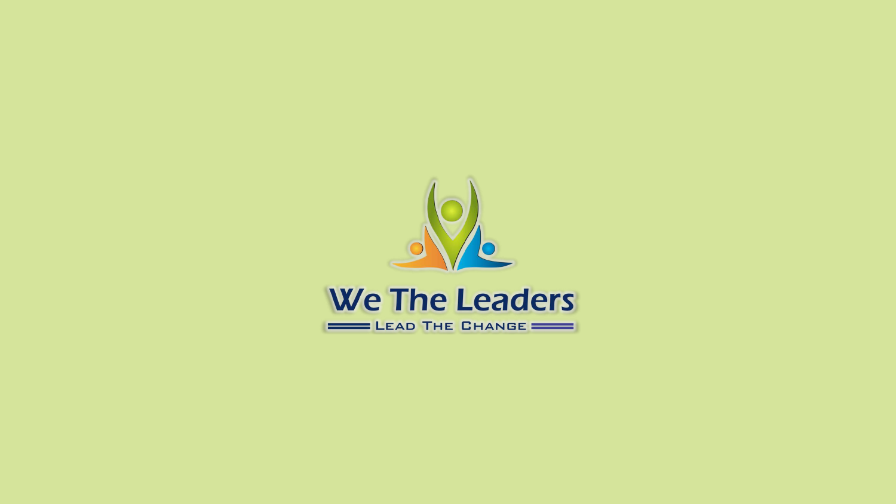We The Leaders

LEAD THE CHANGE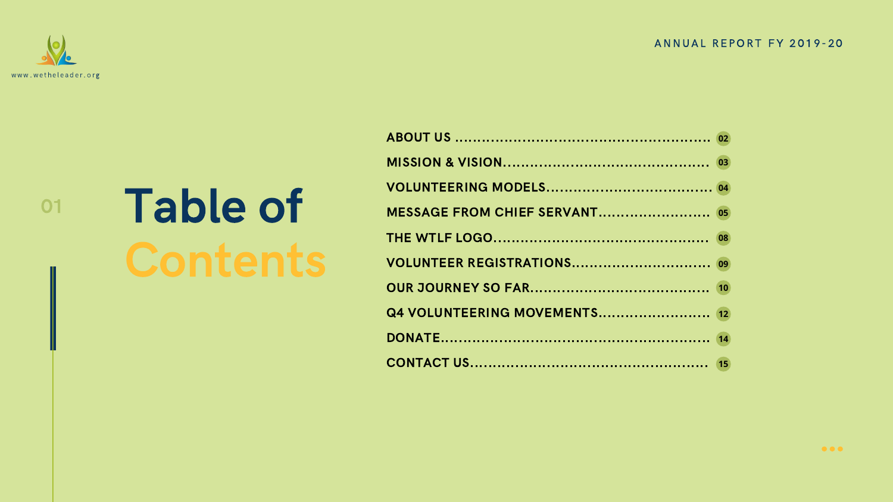# Table of Contents

ABOUT US .......................................................... 02
MISSION & VISION............................................. 03
VOLUNTEERING MODELS.................................... 04
MESSAGE FROM CHIEF SERVANT......................... 05
THE WTLF LOGO............................................... 08
VOLUNTEER REGISTRATIONS.............................. 09
OUR JOURNEY SO FAR....................................... 10
Q4 VOLUNTEERING MOVEMENTS......................... 12
DONATE........................................................... 14
CONTACT US.................................................... 15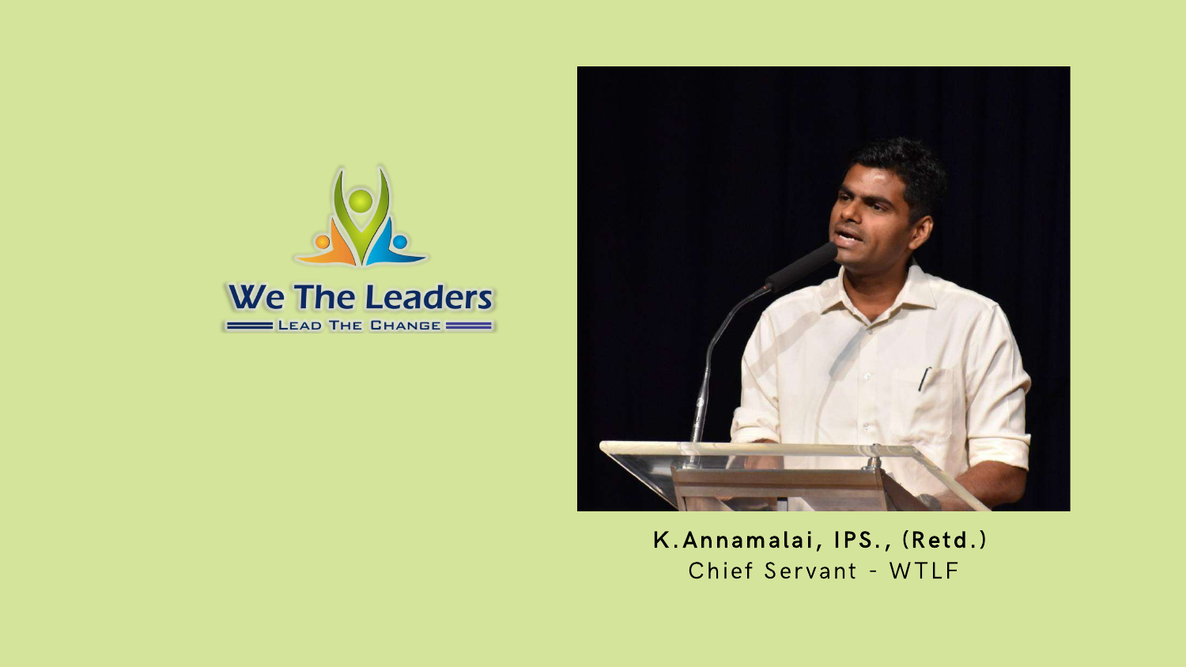We The Leaders

LEAD THE CHANGE

**K.Annamalai, IPS., (Retd.)**

Chief Servant - WTLF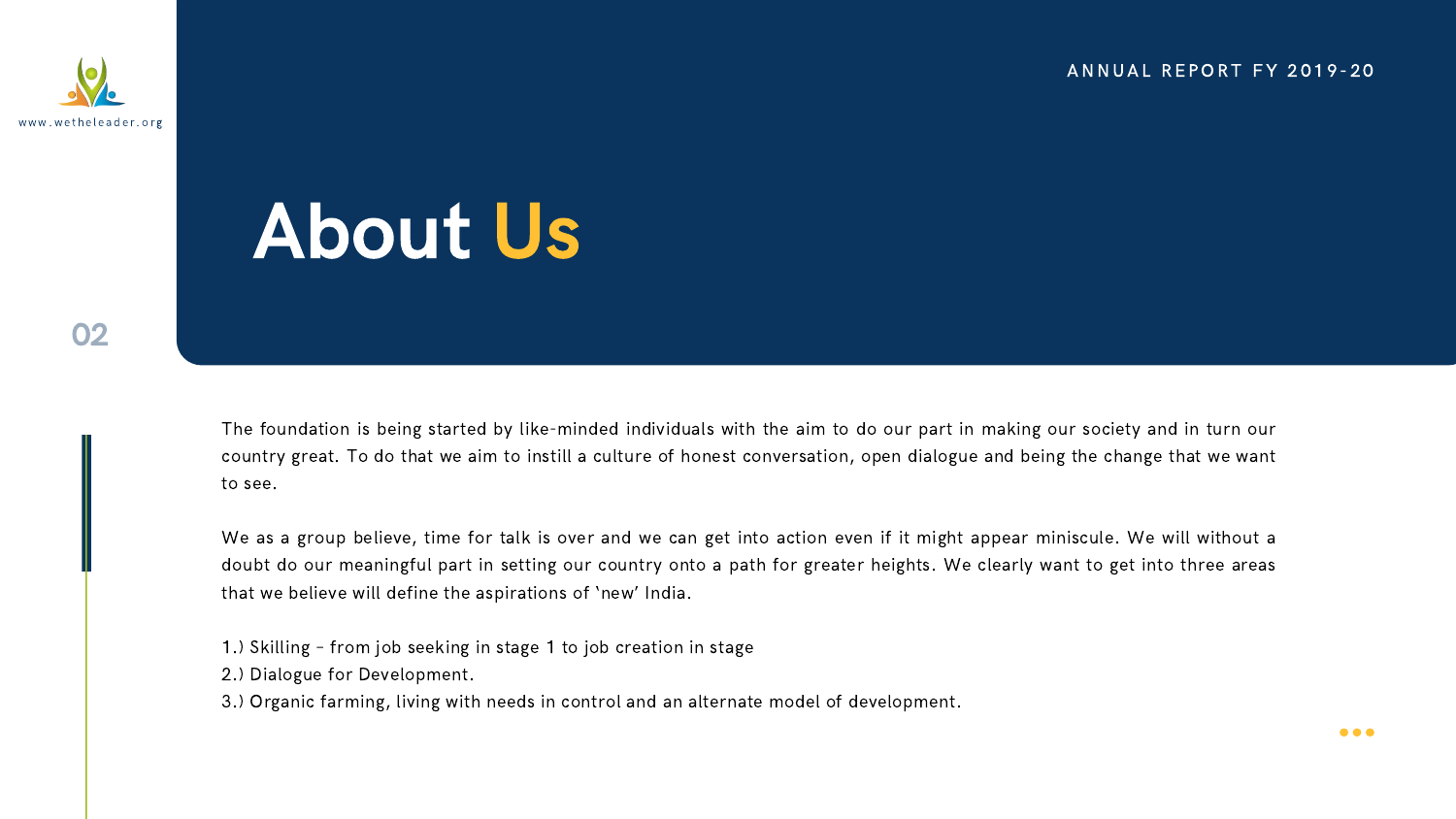# About Us

The foundation is being started by like-minded individuals with the aim to do our part in making our society and in turn our country great. To do that we aim to instill a culture of honest conversation, open dialogue and being the change that we want to see.

We as a group believe, time for talk is over and we can get into action even if it might appear miniscule. We will without a doubt do our meaningful part in setting our country onto a path for greater heights. We clearly want to get into three areas that we believe will define the aspirations of 'new' India.

1.) Skilling – from job seeking in stage 1 to job creation in stage
2.) Dialogue for Development.
3.) Organic farming, living with needs in control and an alternate model of development.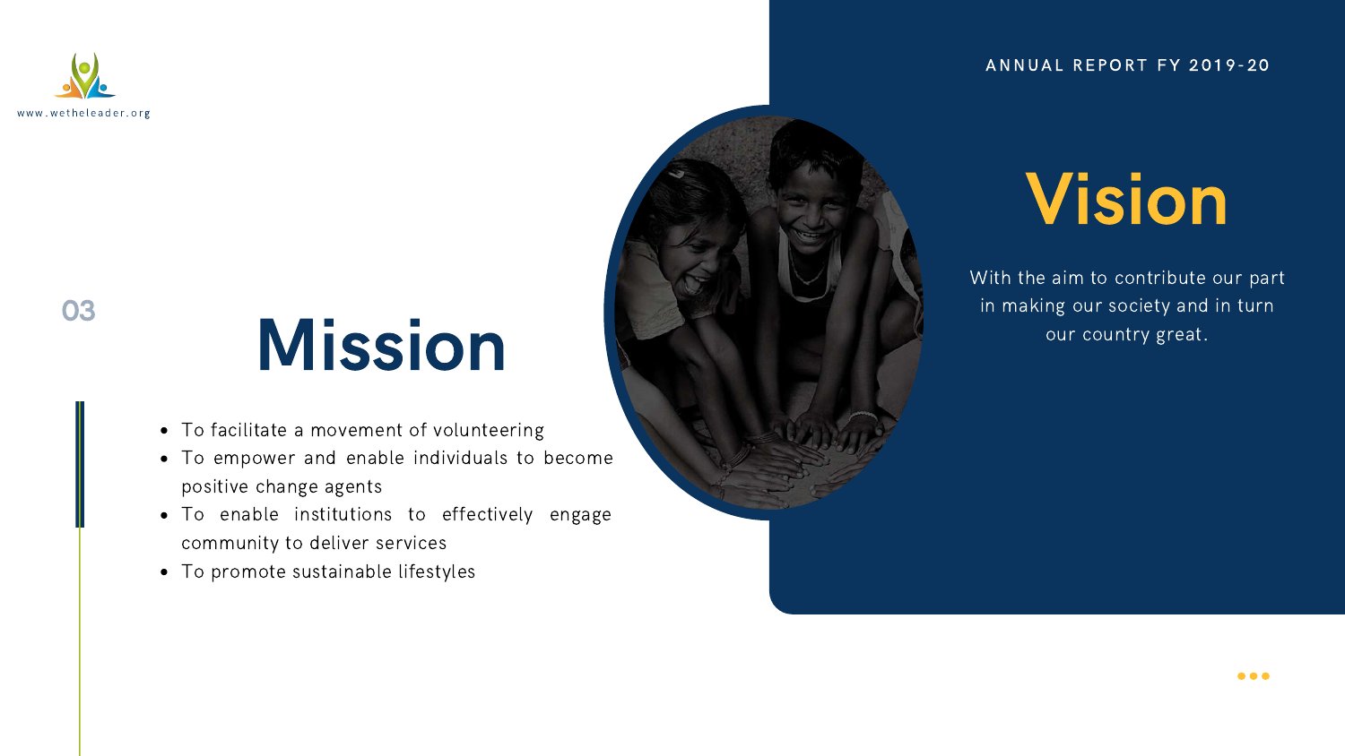# Mission

- To facilitate a movement of volunteering
- To empower and enable individuals to become positive change agents
- To enable institutions to effectively engage community to deliver services
- To promote sustainable lifestyles

# Vision

With the aim to contribute our part in making our society and in turn our country great.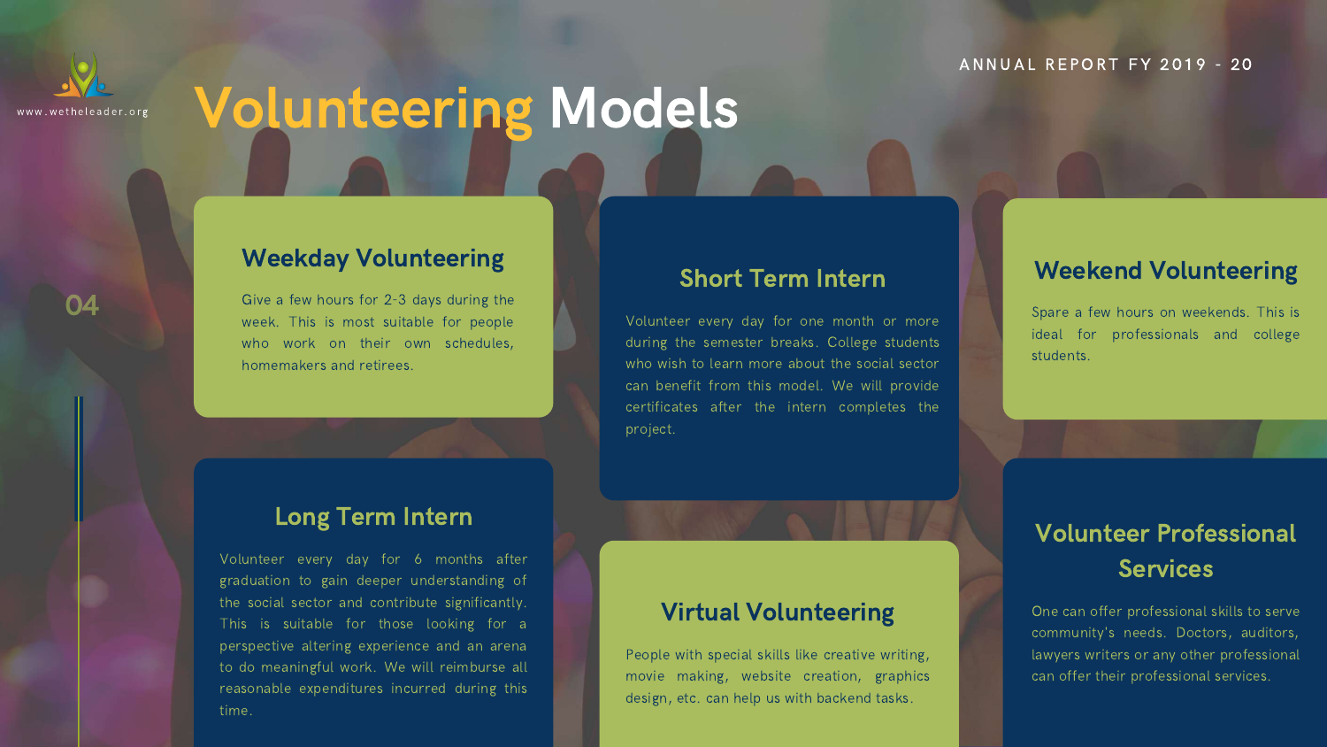# Volunteering Models

## Weekday Volunteering

Give a few hours for 2-3 days during the week. This is most suitable for people who work on their own schedules, homemakers and retirees.

## Short Term Intern

Volunteer every day for one month or more during the semester breaks. College students who wish to learn more about the social sector can benefit from this model. We will provide certificates after the intern completes the project.

## Weekend Volunteering

Spare a few hours on weekends. This is ideal for professionals and college students.

## Long Term Intern

Volunteer every day for 6 months after graduation to gain deeper understanding of the social sector and contribute significantly. This is suitable for those looking for a perspective altering experience and an arena to do meaningful work. We will reimburse all reasonable expenditures incurred during this time.

## Virtual Volunteering

People with special skills like creative writing, movie making, website creation, graphics design, etc. can help us with backend tasks.

## Volunteer Professional Services

One can offer professional skills to serve community's needs. Doctors, auditors, lawyers writers or any other professional can offer their professional services.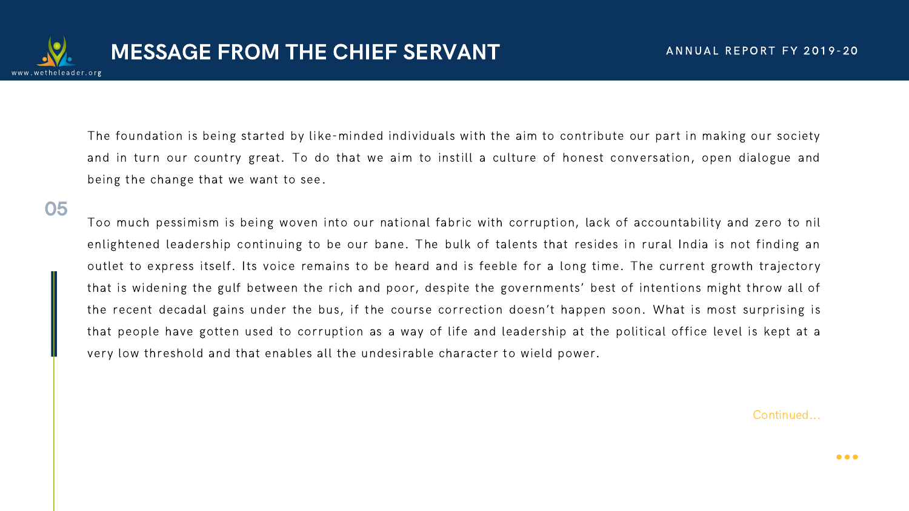# MESSAGE FROM THE CHIEF SERVANT

The foundation is being started by like-minded individuals with the aim to contribute our part in making our society and in turn our country great. To do that we aim to instill a culture of honest conversation, open dialogue and being the change that we want to see.

Too much pessimism is being woven into our national fabric with corruption, lack of accountability and zero to nil enlightened leadership continuing to be our bane. The bulk of talents that resides in rural India is not finding an outlet to express itself. Its voice remains to be heard and is feeble for a long time. The current growth trajectory that is widening the gulf between the rich and poor, despite the governments' best of intentions might throw all of the recent decadal gains under the bus, if the course correction doesn't happen soon. What is most surprising is that people have gotten used to corruption as a way of life and leadership at the political office level is kept at a very low threshold and that enables all the undesirable character to wield power.

Continued...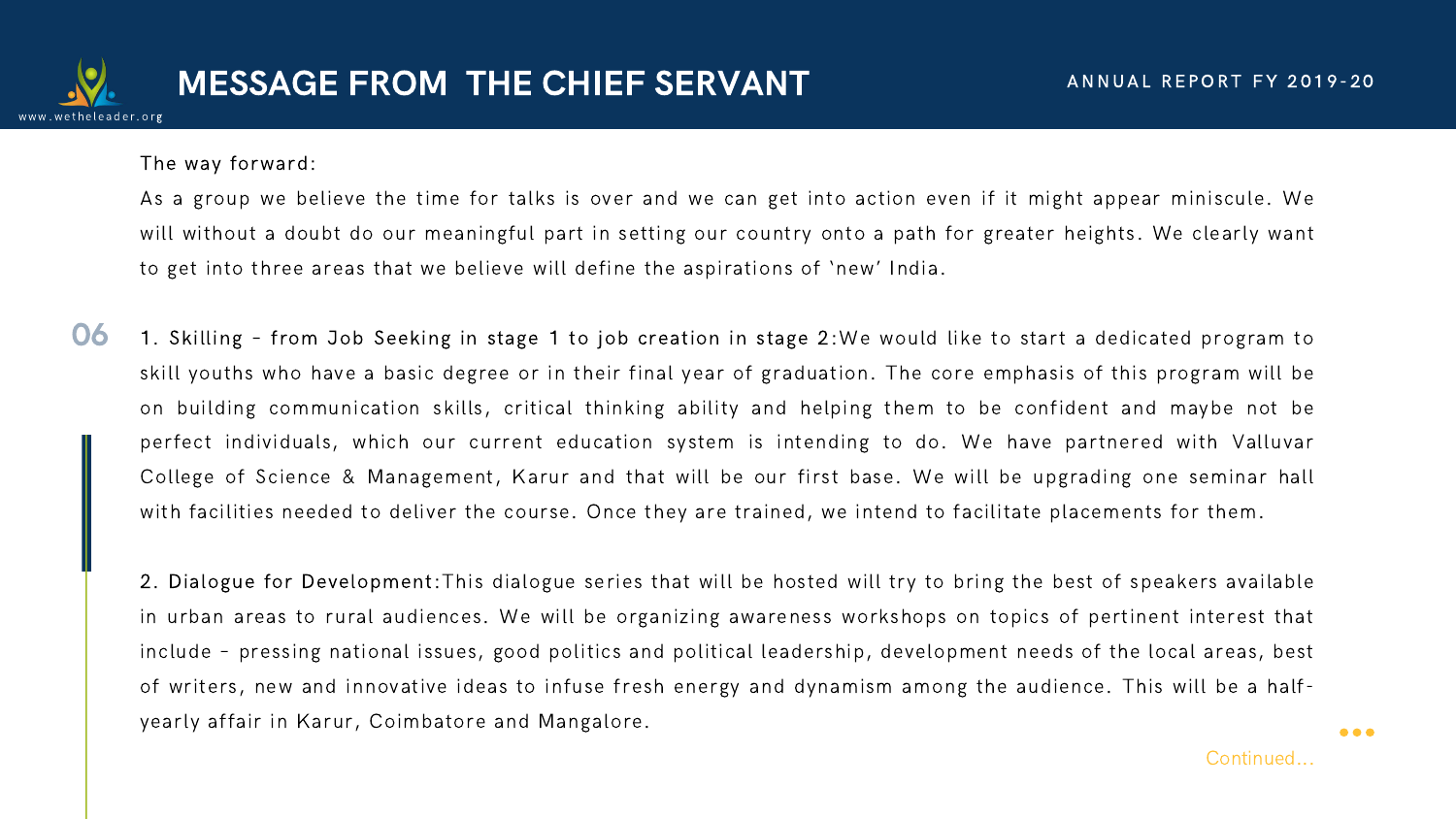# MESSAGE FROM THE CHIEF SERVANT

The way forward:

As a group we believe the time for talks is over and we can get into action even if it might appear miniscule. We will without a doubt do our meaningful part in setting our country onto a path for greater heights. We clearly want to get into three areas that we believe will define the aspirations of 'new' India.

**1. Skilling - from Job Seeking in stage 1 to job creation in stage 2:** We would like to start a dedicated program to skill youths who have a basic degree or in their final year of graduation. The core emphasis of this program will be on building communication skills, critical thinking ability and helping them to be confident and maybe not be perfect individuals, which our current education system is intending to do. We have partnered with Valluvar College of Science & Management, Karur and that will be our first base. We will be upgrading one seminar hall with facilities needed to deliver the course. Once they are trained, we intend to facilitate placements for them.

**2. Dialogue for Development:** This dialogue series that will be hosted will try to bring the best of speakers available in urban areas to rural audiences. We will be organizing awareness workshops on topics of pertinent interest that include - pressing national issues, good politics and political leadership, development needs of the local areas, best of writers, new and innovative ideas to infuse fresh energy and dynamism among the audience. This will be a half-yearly affair in Karur, Coimbatore and Mangalore.

Continued...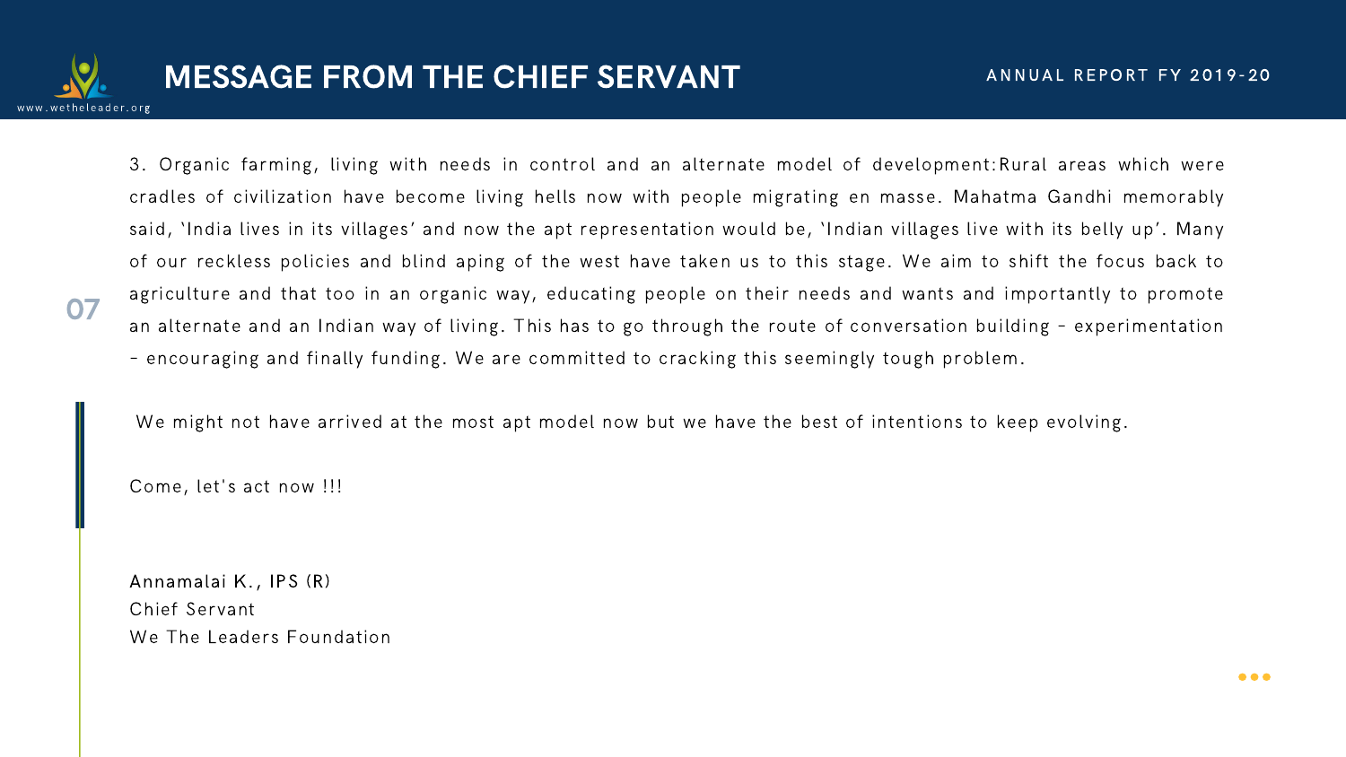# MESSAGE FROM THE CHIEF SERVANT

3. Organic farming, living with needs in control and an alternate model of development:Rural areas which were cradles of civilization have become living hells now with people migrating en masse. Mahatma Gandhi memorably said, 'India lives in its villages' and now the apt representation would be, 'Indian villages live with its belly up'. Many of our reckless policies and blind aping of the west have taken us to this stage. We aim to shift the focus back to agriculture and that too in an organic way, educating people on their needs and wants and importantly to promote an alternate and an Indian way of living. This has to go through the route of conversation building - experimentation - encouraging and finally funding. We are committed to cracking this seemingly tough problem.

We might not have arrived at the most apt model now but we have the best of intentions to keep evolving.

Come, let's act now !!!

Annamalai K., IPS (R)
Chief Servant
We The Leaders Foundation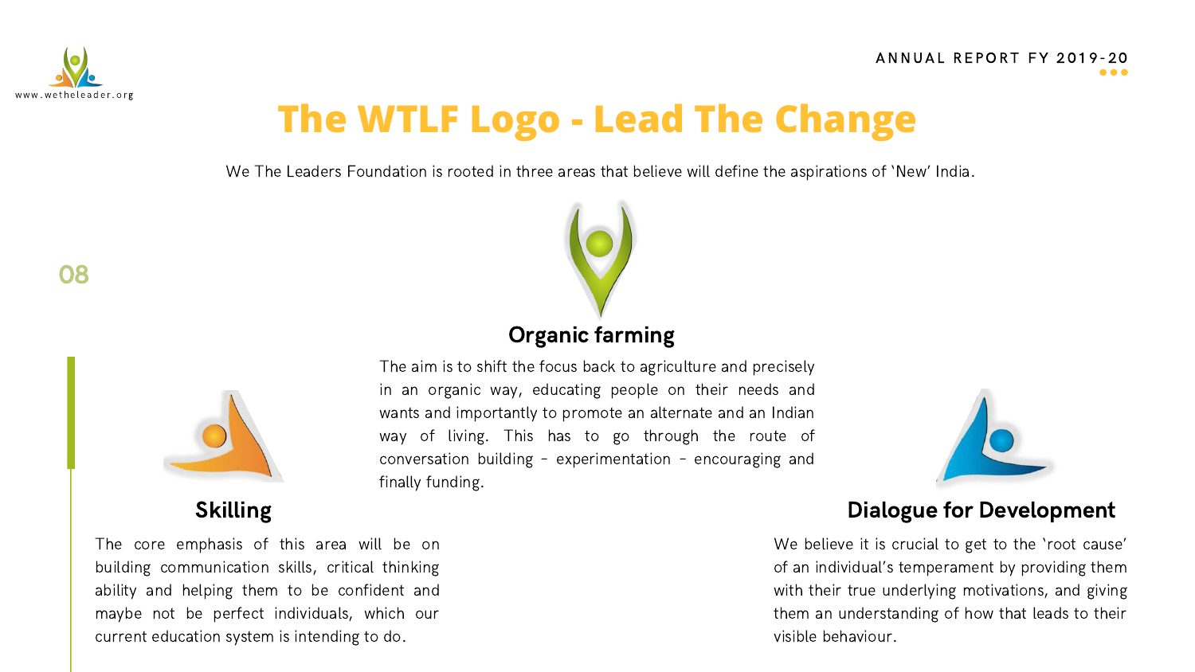# The WTLF Logo - Lead The Change

We The Leaders Foundation is rooted in three areas that believe will define the aspirations of 'New' India.

## Organic farming

The aim is to shift the focus back to agriculture and precisely in an organic way, educating people on their needs and wants and importantly to promote an alternate and an Indian way of living. This has to go through the route of conversation building - experimentation - encouraging and finally funding.

## Skilling

The core emphasis of this area will be on building communication skills, critical thinking ability and helping them to be confident and maybe not be perfect individuals, which our current education system is intending to do.

## Dialogue for Development

We believe it is crucial to get to the 'root cause' of an individual's temperament by providing them with their true underlying motivations, and giving them an understanding of how that leads to their visible behaviour.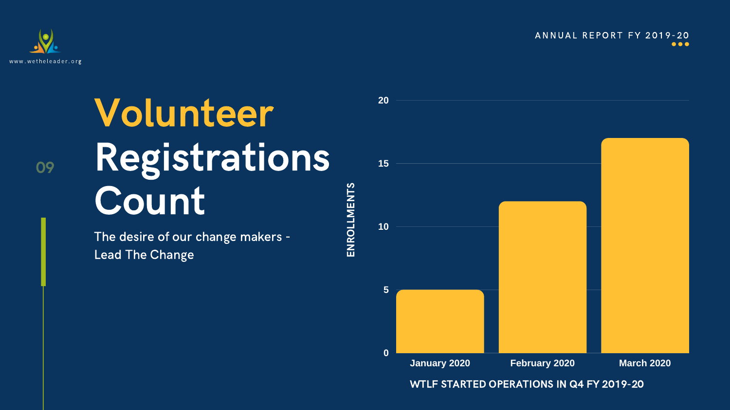# Volunteer Registrations Count

The desire of our change makers - Lead The Change

| Month | Enrollments |
| --- | --- |
| January 2020 | 5 |
| February 2020 | 12 |
| March 2020 | 17 |

WTLF STARTED OPERATIONS IN Q4 FY 2019-20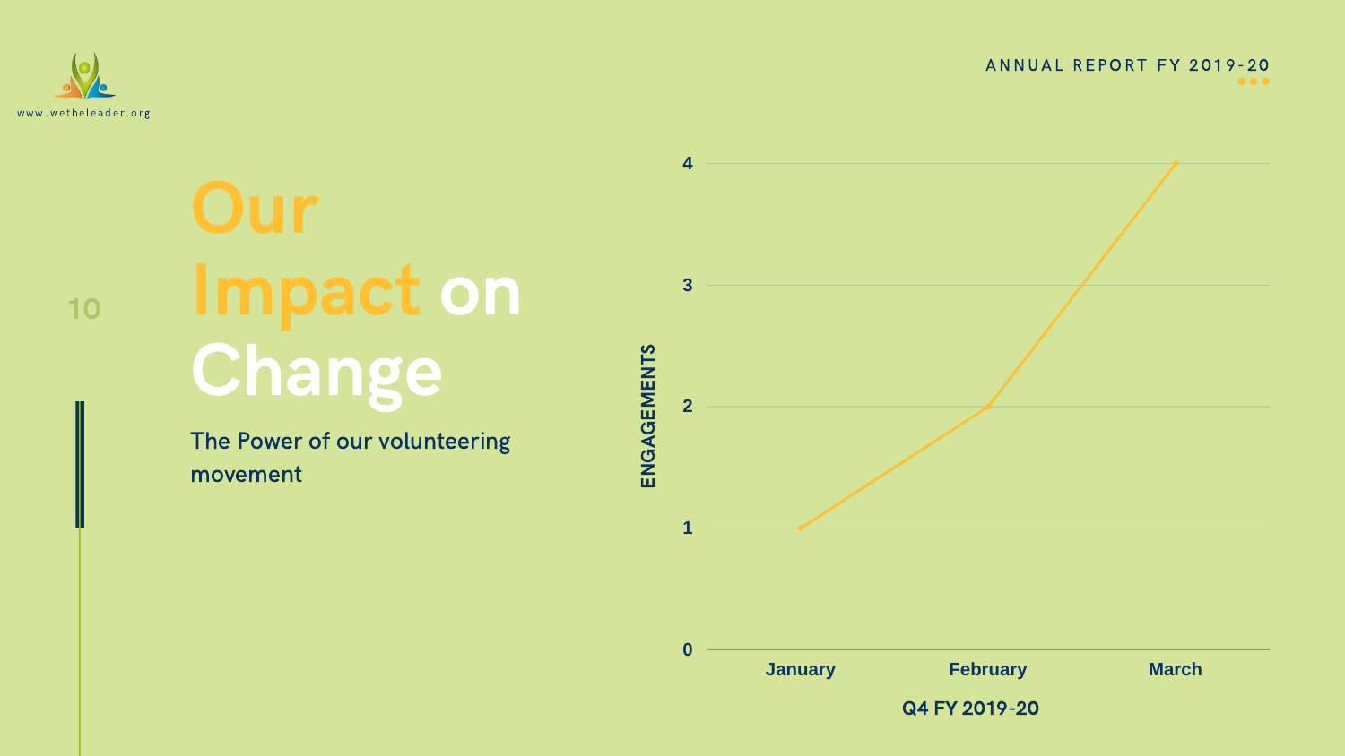# Our Impact on Change

The Power of our volunteering movement

| Q4 FY 2019-20 | Engagements |
| --- | --- |
| January | 1 |
| February | 2 |
| March | 4 |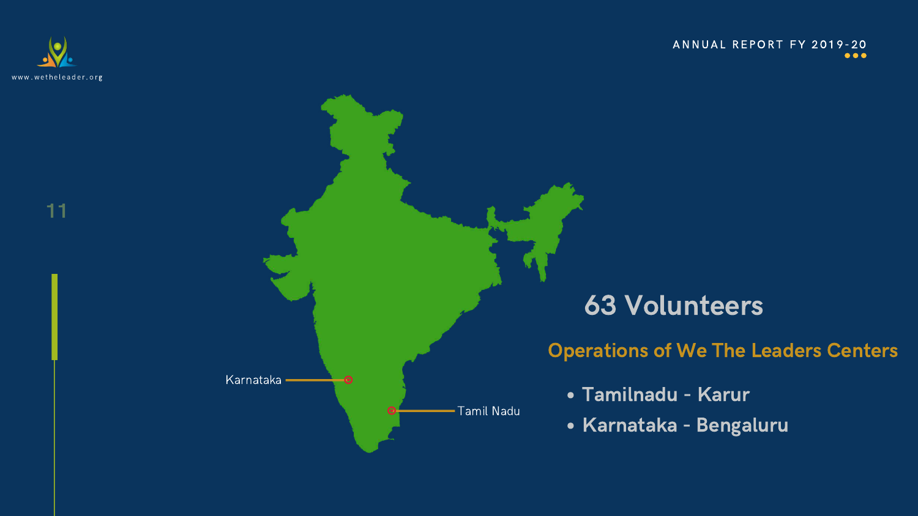# 63 Volunteers

## Operations of We The Leaders Centers

- Tamilnadu - Karur
- Karnataka - Bengaluru

Karnataka

Tamil Nadu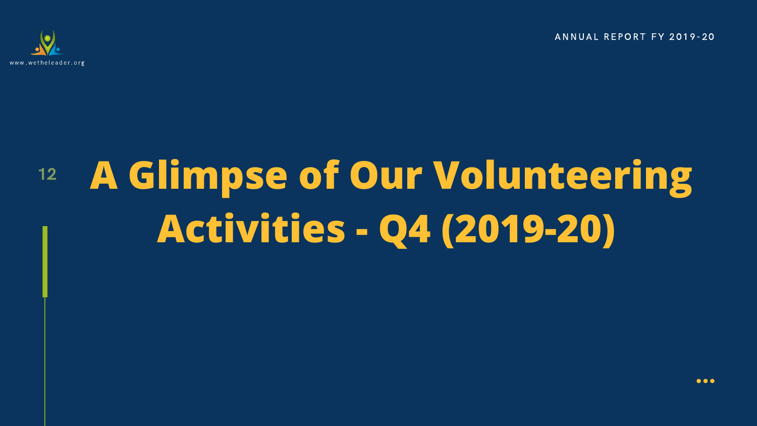# A Glimpse of Our Volunteering Activities - Q4 (2019-20)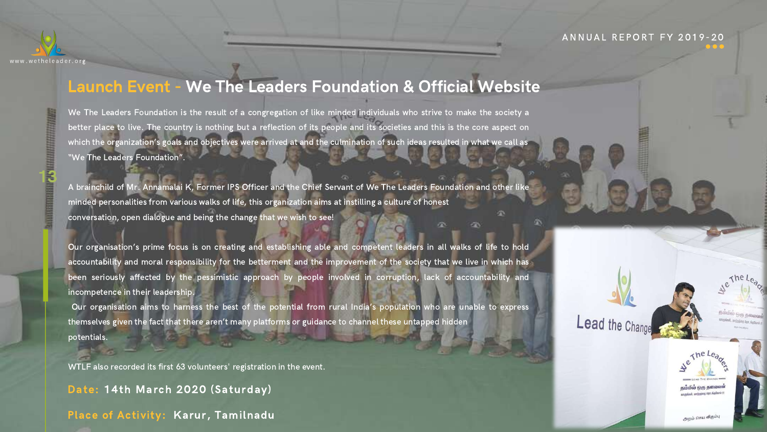# Launch Event - We The Leaders Foundation & Official Website

We The Leaders Foundation is the result of a congregation of like minded individuals who strive to make the society a better place to live. The country is nothing but a reflection of its people and its societies and this is the core aspect on which the organization's goals and objectives were arrived at and the culmination of such ideas resulted in what we call as "We The Leaders Foundation".

A brainchild of Mr. Annamalai K, Former IPS Officer and the Chief Servant of We The Leaders Foundation and other like minded personalities from various walks of life, this organization aims at instilling a culture of honest conversation, open dialogue and being the change that we wish to see!

Our organisation's prime focus is on creating and establishing able and competent leaders in all walks of life to hold accountability and moral responsibility for the betterment and the improvement of the society that we live in which has been seriously affected by the pessimistic approach by people involved in corruption, lack of accountability and incompetence in their leadership.

Our organisation aims to harness the best of the potential from rural India's population who are unable to express themselves given the fact that there aren't many platforms or guidance to channel these untapped hidden potentials.

WTLF also recorded its first 63 volunteers' registration in the event.

**Date:** 14th March 2020 (Saturday)

**Place of Activity:** Karur, Tamilnadu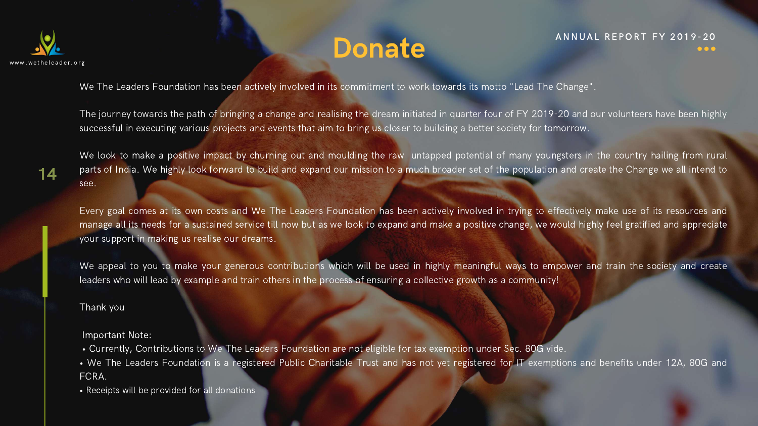# Donate

We The Leaders Foundation has been actively involved in its commitment to work towards its motto "Lead The Change".

The journey towards the path of bringing a change and realising the dream initiated in quarter four of FY 2019-20 and our volunteers have been highly successful in executing various projects and events that aim to bring us closer to building a better society for tomorrow.

We look to make a positive impact by churning out and moulding the raw untapped potential of many youngsters in the country hailing from rural parts of India. We highly look forward to build and expand our mission to a much broader set of the population and create the Change we all intend to see.

Every goal comes at its own costs and We The Leaders Foundation has been actively involved in trying to effectively make use of its resources and manage all its needs for a sustained service till now but as we look to expand and make a positive change, we would highly feel gratified and appreciate your support in making us realise our dreams.

We appeal to you to make your generous contributions which will be used in highly meaningful ways to empower and train the society and create leaders who will lead by example and train others in the process of ensuring a collective growth as a community!

Thank you

Important Note:

- Currently, Contributions to We The Leaders Foundation are not eligible for tax exemption under Sec. 80G vide.
- We The Leaders Foundation is a registered Public Charitable Trust and has not yet registered for IT exemptions and benefits under 12A, 80G and FCRA.
- Receipts will be provided for all donations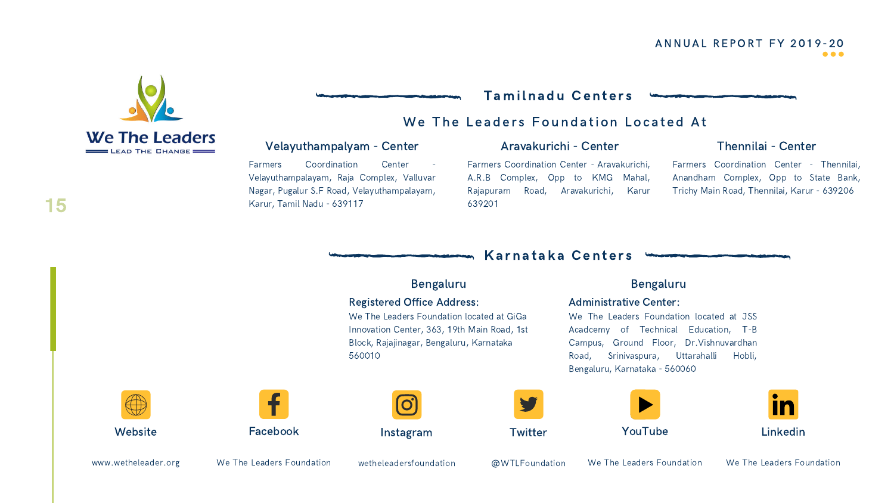We The Leaders
LEAD THE CHANGE

## Tamilnadu Centers

### We The Leaders Foundation Located At

#### Velayuthampalyam - Center

Farmers Coordination Center - Velayuthampalayam, Raja Complex, Valluvar Nagar, Pugalur S.F Road, Velayuthampalayam, Karur, Tamil Nadu - 639117

#### Aravakurichi - Center

Farmers Coordination Center - Aravakurichi, A.R.B Complex, Opp to KMG Mahal, Rajapuram Road, Aravakurichi, Karur 639201

#### Thennilai - Center

Farmers Coordination Center - Thennilai, Anandham Complex, Opp to State Bank, Trichy Main Road, Thennilai, Karur - 639206

## Karnataka Centers

#### Bengaluru

**Registered Office Address:**

We The Leaders Foundation located at GiGa Innovation Center, 363, 19th Main Road, 1st Block, Rajajinagar, Bengaluru, Karnataka 560010

#### Bengaluru

**Administrative Center:**

We The Leaders Foundation located at JSS Acadcemy of Technical Education, T-B Campus, Ground Floor, Dr.Vishnuvardhan Road, Srinivaspura, Uttarahalli Hobli, Bengaluru, Karnataka - 560060

**Website**
www.wetheleader.org

**Facebook**
We The Leaders Foundation

**Instagram**
wetheleadersfoundation

**Twitter**
@WTLFoundation

**YouTube**
We The Leaders Foundation

**Linkedin**
We The Leaders Foundation